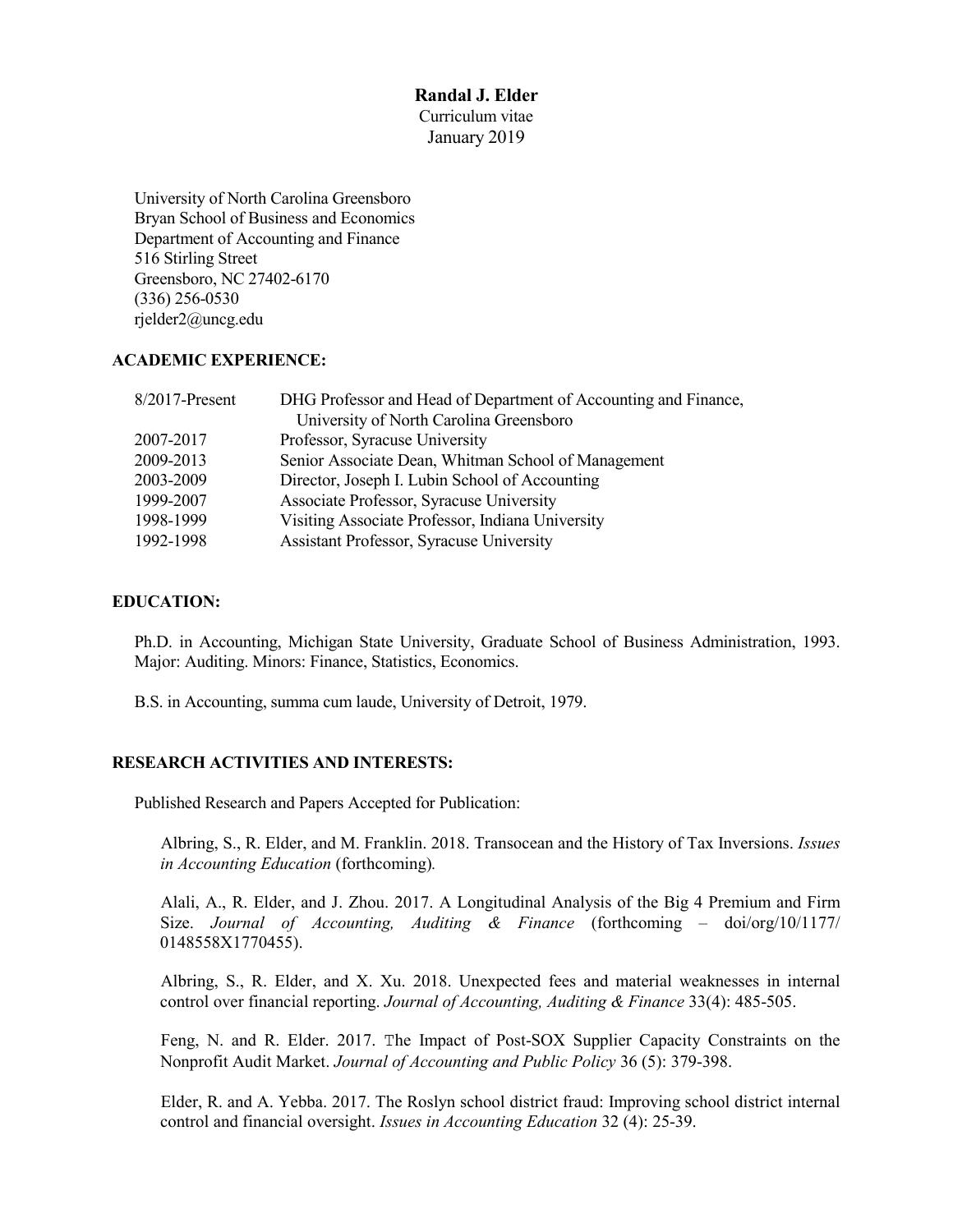# Randal J. Elder

Curriculum vitae
January 2019

University of North Carolina Greensboro
Bryan School of Business and Economics
Department of Accounting and Finance
516 Stirling Street
Greensboro, NC 27402-6170
(336) 256-0530
rjelder2@uncg.edu

## ACADEMIC EXPERIENCE:

| | |
|---|---|
| 8/2017-Present | DHG Professor and Head of Department of Accounting and Finance, University of North Carolina Greensboro |
| 2007-2017 | Professor, Syracuse University |
| 2009-2013 | Senior Associate Dean, Whitman School of Management |
| 2003-2009 | Director, Joseph I. Lubin School of Accounting |
| 1999-2007 | Associate Professor, Syracuse University |
| 1998-1999 | Visiting Associate Professor, Indiana University |
| 1992-1998 | Assistant Professor, Syracuse University |

## EDUCATION:

Ph.D. in Accounting, Michigan State University, Graduate School of Business Administration, 1993. Major: Auditing. Minors: Finance, Statistics, Economics.

B.S. in Accounting, summa cum laude, University of Detroit, 1979.

## RESEARCH ACTIVITIES AND INTERESTS:

Published Research and Papers Accepted for Publication:

Albring, S., R. Elder, and M. Franklin. 2018. Transocean and the History of Tax Inversions. *Issues in Accounting Education* (forthcoming).

Alali, A., R. Elder, and J. Zhou. 2017. A Longitudinal Analysis of the Big 4 Premium and Firm Size. *Journal of Accounting, Auditing & Finance* (forthcoming – doi/org/10/1177/ 0148558X1770455).

Albring, S., R. Elder, and X. Xu. 2018. Unexpected fees and material weaknesses in internal control over financial reporting. *Journal of Accounting, Auditing & Finance* 33(4): 485-505.

Feng, N. and R. Elder. 2017. The Impact of Post-SOX Supplier Capacity Constraints on the Nonprofit Audit Market. *Journal of Accounting and Public Policy* 36 (5): 379-398.

Elder, R. and A. Yebba. 2017. The Roslyn school district fraud: Improving school district internal control and financial oversight. *Issues in Accounting Education* 32 (4): 25-39.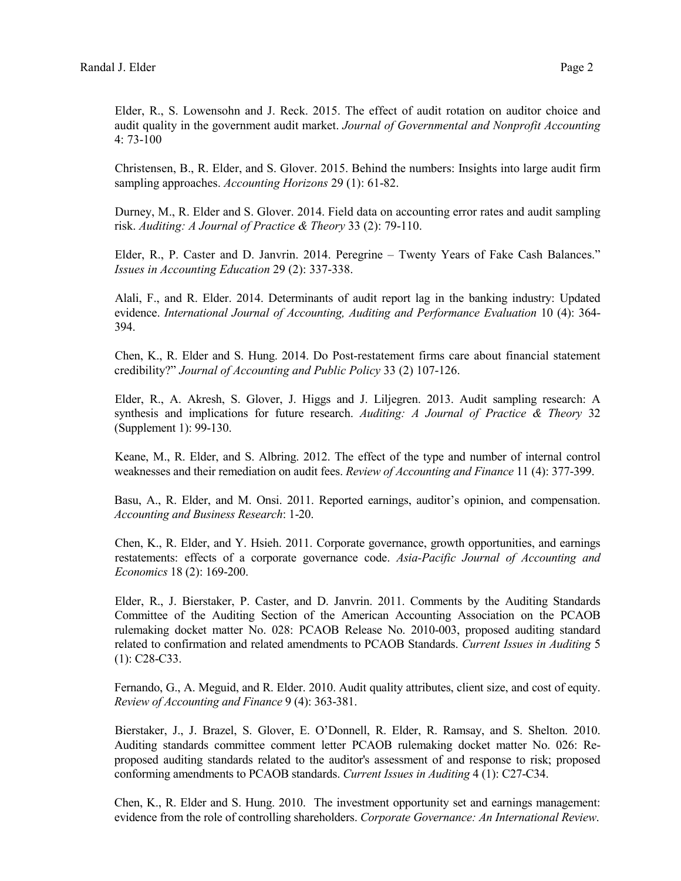Elder, R., S. Lowensohn and J. Reck. 2015. The effect of audit rotation on auditor choice and audit quality in the government audit market. *Journal of Governmental and Nonprofit Accounting* 4: 73-100

Christensen, B., R. Elder, and S. Glover. 2015. Behind the numbers: Insights into large audit firm sampling approaches. *Accounting Horizons* 29 (1): 61-82.

Durney, M., R. Elder and S. Glover. 2014. Field data on accounting error rates and audit sampling risk. *Auditing: A Journal of Practice & Theory* 33 (2): 79-110.

Elder, R., P. Caster and D. Janvrin. 2014. Peregrine – Twenty Years of Fake Cash Balances." *Issues in Accounting Education* 29 (2): 337-338.

Alali, F., and R. Elder. 2014. Determinants of audit report lag in the banking industry: Updated evidence. *International Journal of Accounting, Auditing and Performance Evaluation* 10 (4): 364-394.

Chen, K., R. Elder and S. Hung. 2014. Do Post-restatement firms care about financial statement credibility?" *Journal of Accounting and Public Policy* 33 (2) 107-126.

Elder, R., A. Akresh, S. Glover, J. Higgs and J. Liljegren. 2013. Audit sampling research: A synthesis and implications for future research. *Auditing: A Journal of Practice & Theory* 32 (Supplement 1): 99-130.

Keane, M., R. Elder, and S. Albring. 2012. The effect of the type and number of internal control weaknesses and their remediation on audit fees. *Review of Accounting and Finance* 11 (4): 377-399.

Basu, A., R. Elder, and M. Onsi. 2011. Reported earnings, auditor's opinion, and compensation. *Accounting and Business Research*: 1-20.

Chen, K., R. Elder, and Y. Hsieh. 2011. Corporate governance, growth opportunities, and earnings restatements: effects of a corporate governance code. *Asia-Pacific Journal of Accounting and Economics* 18 (2): 169-200.

Elder, R., J. Bierstaker, P. Caster, and D. Janvrin. 2011. Comments by the Auditing Standards Committee of the Auditing Section of the American Accounting Association on the PCAOB rulemaking docket matter No. 028: PCAOB Release No. 2010-003, proposed auditing standard related to confirmation and related amendments to PCAOB Standards. *Current Issues in Auditing* 5 (1): C28-C33.

Fernando, G., A. Meguid, and R. Elder. 2010. Audit quality attributes, client size, and cost of equity. *Review of Accounting and Finance* 9 (4): 363-381.

Bierstaker, J., J. Brazel, S. Glover, E. O'Donnell, R. Elder, R. Ramsay, and S. Shelton. 2010. Auditing standards committee comment letter PCAOB rulemaking docket matter No. 026: Re-proposed auditing standards related to the auditor's assessment of and response to risk; proposed conforming amendments to PCAOB standards. *Current Issues in Auditing* 4 (1): C27-C34.

Chen, K., R. Elder and S. Hung. 2010. The investment opportunity set and earnings management: evidence from the role of controlling shareholders. *Corporate Governance: An International Review*.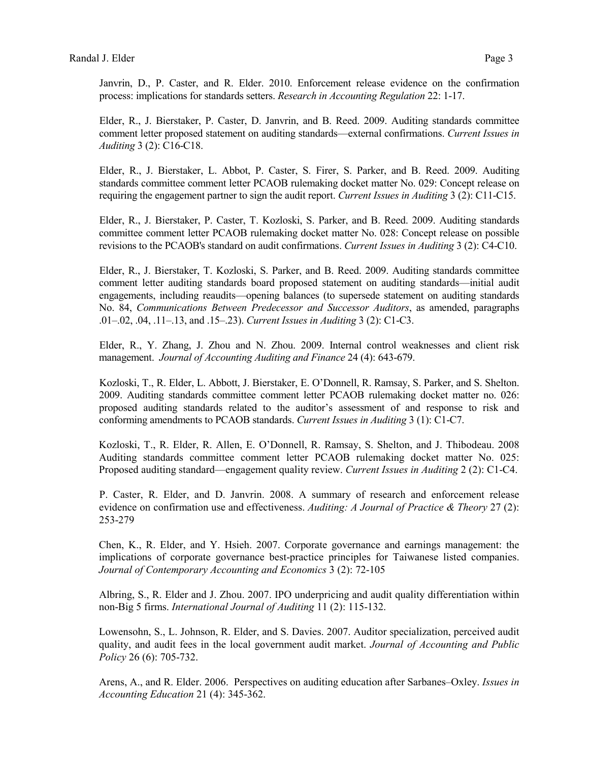Janvrin, D., P. Caster, and R. Elder. 2010. Enforcement release evidence on the confirmation process: implications for standards setters. *Research in Accounting Regulation* 22: 1-17.

Elder, R., J. Bierstaker, P. Caster, D. Janvrin, and B. Reed. 2009. Auditing standards committee comment letter proposed statement on auditing standards—external confirmations. *Current Issues in Auditing* 3 (2): C16-C18.

Elder, R., J. Bierstaker, L. Abbot, P. Caster, S. Firer, S. Parker, and B. Reed. 2009. Auditing standards committee comment letter PCAOB rulemaking docket matter No. 029: Concept release on requiring the engagement partner to sign the audit report. *Current Issues in Auditing* 3 (2): C11-C15.

Elder, R., J. Bierstaker, P. Caster, T. Kozloski, S. Parker, and B. Reed. 2009. Auditing standards committee comment letter PCAOB rulemaking docket matter No. 028: Concept release on possible revisions to the PCAOB's standard on audit confirmations. *Current Issues in Auditing* 3 (2): C4-C10.

Elder, R., J. Bierstaker, T. Kozloski, S. Parker, and B. Reed. 2009. Auditing standards committee comment letter auditing standards board proposed statement on auditing standards—initial audit engagements, including reaudits—opening balances (to supersede statement on auditing standards No. 84, *Communications Between Predecessor and Successor Auditors*, as amended, paragraphs .01–.02, .04, .11–.13, and .15–.23). *Current Issues in Auditing* 3 (2): C1-C3.

Elder, R., Y. Zhang, J. Zhou and N. Zhou. 2009. Internal control weaknesses and client risk management. *Journal of Accounting Auditing and Finance* 24 (4): 643-679.

Kozloski, T., R. Elder, L. Abbott, J. Bierstaker, E. O'Donnell, R. Ramsay, S. Parker, and S. Shelton. 2009. Auditing standards committee comment letter PCAOB rulemaking docket matter no. 026: proposed auditing standards related to the auditor's assessment of and response to risk and conforming amendments to PCAOB standards. *Current Issues in Auditing* 3 (1): C1-C7.

Kozloski, T., R. Elder, R. Allen, E. O'Donnell, R. Ramsay, S. Shelton, and J. Thibodeau. 2008 Auditing standards committee comment letter PCAOB rulemaking docket matter No. 025: Proposed auditing standard—engagement quality review. *Current Issues in Auditing* 2 (2): C1-C4.

P. Caster, R. Elder, and D. Janvrin. 2008. A summary of research and enforcement release evidence on confirmation use and effectiveness. *Auditing: A Journal of Practice & Theory* 27 (2): 253-279

Chen, K., R. Elder, and Y. Hsieh. 2007. Corporate governance and earnings management: the implications of corporate governance best-practice principles for Taiwanese listed companies. *Journal of Contemporary Accounting and Economics* 3 (2): 72-105

Albring, S., R. Elder and J. Zhou. 2007. IPO underpricing and audit quality differentiation within non-Big 5 firms. *International Journal of Auditing* 11 (2): 115-132.

Lowensohn, S., L. Johnson, R. Elder, and S. Davies. 2007. Auditor specialization, perceived audit quality, and audit fees in the local government audit market. *Journal of Accounting and Public Policy* 26 (6): 705-732.

Arens, A., and R. Elder. 2006. Perspectives on auditing education after Sarbanes–Oxley. *Issues in Accounting Education* 21 (4): 345-362.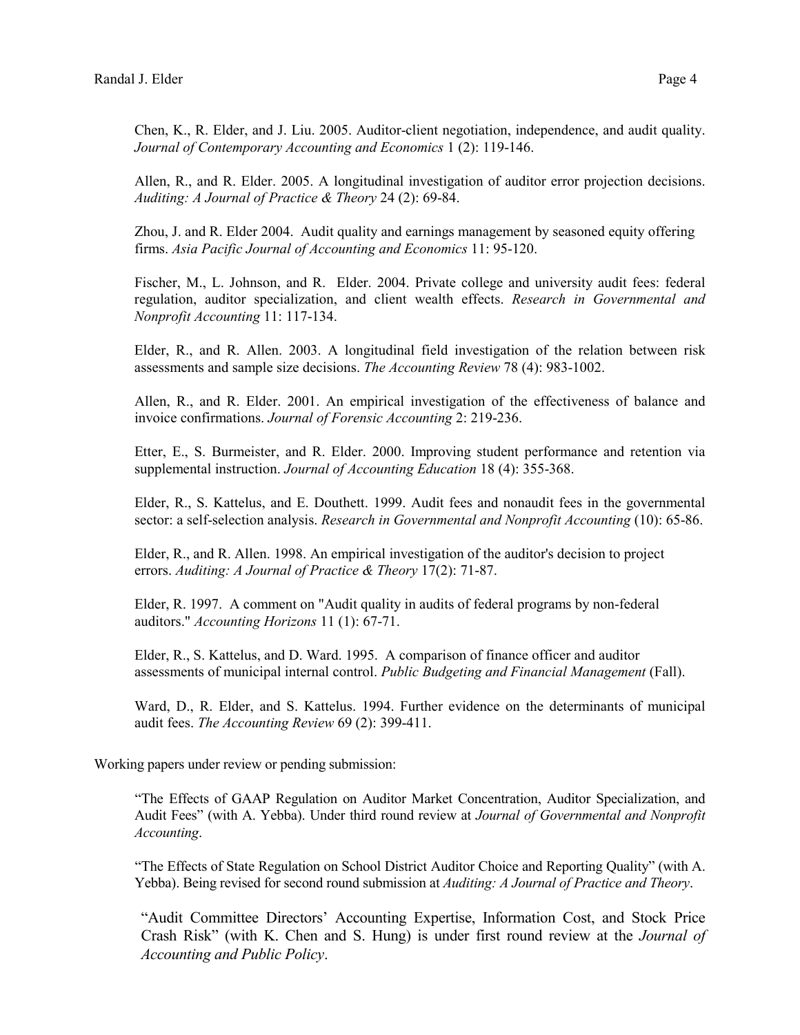Chen, K., R. Elder, and J. Liu. 2005. Auditor-client negotiation, independence, and audit quality. *Journal of Contemporary Accounting and Economics* 1 (2): 119-146.

Allen, R., and R. Elder. 2005. A longitudinal investigation of auditor error projection decisions. *Auditing: A Journal of Practice & Theory* 24 (2): 69-84.

Zhou, J. and R. Elder 2004. Audit quality and earnings management by seasoned equity offering firms. *Asia Pacific Journal of Accounting and Economics* 11: 95-120.

Fischer, M., L. Johnson, and R. Elder. 2004. Private college and university audit fees: federal regulation, auditor specialization, and client wealth effects. *Research in Governmental and Nonprofit Accounting* 11: 117-134.

Elder, R., and R. Allen. 2003. A longitudinal field investigation of the relation between risk assessments and sample size decisions. *The Accounting Review* 78 (4): 983-1002.

Allen, R., and R. Elder. 2001. An empirical investigation of the effectiveness of balance and invoice confirmations. *Journal of Forensic Accounting* 2: 219-236.

Etter, E., S. Burmeister, and R. Elder. 2000. Improving student performance and retention via supplemental instruction. *Journal of Accounting Education* 18 (4): 355-368.

Elder, R., S. Kattelus, and E. Douthett. 1999. Audit fees and nonaudit fees in the governmental sector: a self-selection analysis. *Research in Governmental and Nonprofit Accounting* (10): 65-86.

Elder, R., and R. Allen. 1998. An empirical investigation of the auditor's decision to project errors. *Auditing: A Journal of Practice & Theory* 17(2): 71-87.

Elder, R. 1997. A comment on "Audit quality in audits of federal programs by non-federal auditors." *Accounting Horizons* 11 (1): 67-71.

Elder, R., S. Kattelus, and D. Ward. 1995. A comparison of finance officer and auditor assessments of municipal internal control. *Public Budgeting and Financial Management* (Fall).

Ward, D., R. Elder, and S. Kattelus. 1994. Further evidence on the determinants of municipal audit fees. *The Accounting Review* 69 (2): 399-411.

Working papers under review or pending submission:

"The Effects of GAAP Regulation on Auditor Market Concentration, Auditor Specialization, and Audit Fees" (with A. Yebba). Under third round review at *Journal of Governmental and Nonprofit Accounting*.

"The Effects of State Regulation on School District Auditor Choice and Reporting Quality" (with A. Yebba). Being revised for second round submission at *Auditing: A Journal of Practice and Theory*.

"Audit Committee Directors' Accounting Expertise, Information Cost, and Stock Price Crash Risk" (with K. Chen and S. Hung) is under first round review at the *Journal of Accounting and Public Policy*.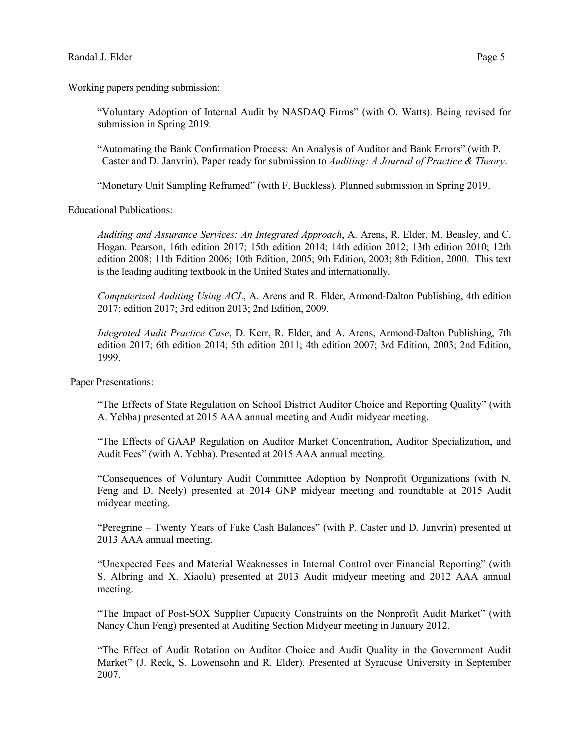Working papers pending submission:

> "Voluntary Adoption of Internal Audit by NASDAQ Firms" (with O. Watts). Being revised for submission in Spring 2019.
>
> "Automating the Bank Confirmation Process: An Analysis of Auditor and Bank Errors" (with P. Caster and D. Janvrin). Paper ready for submission to *Auditing: A Journal of Practice & Theory*.
>
> "Monetary Unit Sampling Reframed" (with F. Buckless). Planned submission in Spring 2019.

Educational Publications:

> *Auditing and Assurance Services: An Integrated Approach*, A. Arens, R. Elder, M. Beasley, and C. Hogan. Pearson, 16th edition 2017; 15th edition 2014; 14th edition 2012; 13th edition 2010; 12th edition 2008; 11th Edition 2006; 10th Edition, 2005; 9th Edition, 2003; 8th Edition, 2000. This text is the leading auditing textbook in the United States and internationally.
>
> *Computerized Auditing Using ACL*, A. Arens and R. Elder, Armond-Dalton Publishing, 4th edition 2017; edition 2017; 3rd edition 2013; 2nd Edition, 2009.
>
> *Integrated Audit Practice Case*, D. Kerr, R. Elder, and A. Arens, Armond-Dalton Publishing, 7th edition 2017; 6th edition 2014; 5th edition 2011; 4th edition 2007; 3rd Edition, 2003; 2nd Edition, 1999.

Paper Presentations:

> "The Effects of State Regulation on School District Auditor Choice and Reporting Quality" (with A. Yebba) presented at 2015 AAA annual meeting and Audit midyear meeting.
>
> "The Effects of GAAP Regulation on Auditor Market Concentration, Auditor Specialization, and Audit Fees" (with A. Yebba). Presented at 2015 AAA annual meeting.
>
> "Consequences of Voluntary Audit Committee Adoption by Nonprofit Organizations (with N. Feng and D. Neely) presented at 2014 GNP midyear meeting and roundtable at 2015 Audit midyear meeting.
>
> "Peregrine – Twenty Years of Fake Cash Balances" (with P. Caster and D. Janvrin) presented at 2013 AAA annual meeting.
>
> "Unexpected Fees and Material Weaknesses in Internal Control over Financial Reporting" (with S. Albring and X. Xiaolu) presented at 2013 Audit midyear meeting and 2012 AAA annual meeting.
>
> "The Impact of Post-SOX Supplier Capacity Constraints on the Nonprofit Audit Market" (with Nancy Chun Feng) presented at Auditing Section Midyear meeting in January 2012.
>
> "The Effect of Audit Rotation on Auditor Choice and Audit Quality in the Government Audit Market" (J. Reck, S. Lowensohn and R. Elder). Presented at Syracuse University in September 2007.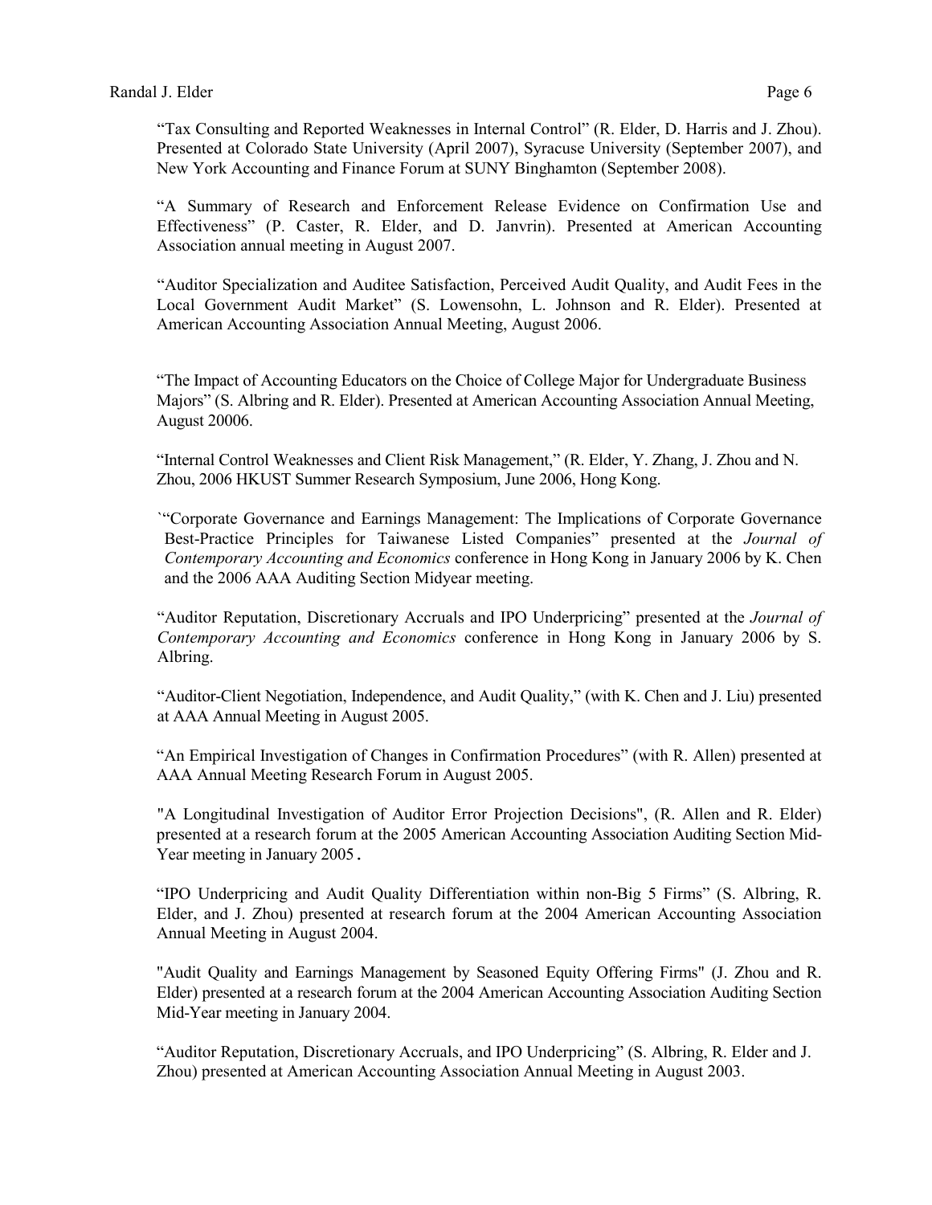"Tax Consulting and Reported Weaknesses in Internal Control" (R. Elder, D. Harris and J. Zhou). Presented at Colorado State University (April 2007), Syracuse University (September 2007), and New York Accounting and Finance Forum at SUNY Binghamton (September 2008).

"A Summary of Research and Enforcement Release Evidence on Confirmation Use and Effectiveness" (P. Caster, R. Elder, and D. Janvrin). Presented at American Accounting Association annual meeting in August 2007.

"Auditor Specialization and Auditee Satisfaction, Perceived Audit Quality, and Audit Fees in the Local Government Audit Market" (S. Lowensohn, L. Johnson and R. Elder). Presented at American Accounting Association Annual Meeting, August 2006.

"The Impact of Accounting Educators on the Choice of College Major for Undergraduate Business Majors" (S. Albring and R. Elder). Presented at American Accounting Association Annual Meeting, August 20006.

"Internal Control Weaknesses and Client Risk Management," (R. Elder, Y. Zhang, J. Zhou and N. Zhou, 2006 HKUST Summer Research Symposium, June 2006, Hong Kong.

`"Corporate Governance and Earnings Management: The Implications of Corporate Governance Best-Practice Principles for Taiwanese Listed Companies" presented at the *Journal of Contemporary Accounting and Economics* conference in Hong Kong in January 2006 by K. Chen and the 2006 AAA Auditing Section Midyear meeting.

"Auditor Reputation, Discretionary Accruals and IPO Underpricing" presented at the *Journal of Contemporary Accounting and Economics* conference in Hong Kong in January 2006 by S. Albring.

"Auditor-Client Negotiation, Independence, and Audit Quality," (with K. Chen and J. Liu) presented at AAA Annual Meeting in August 2005.

"An Empirical Investigation of Changes in Confirmation Procedures" (with R. Allen) presented at AAA Annual Meeting Research Forum in August 2005.

"A Longitudinal Investigation of Auditor Error Projection Decisions", (R. Allen and R. Elder) presented at a research forum at the 2005 American Accounting Association Auditing Section Mid-Year meeting in January 2005.

"IPO Underpricing and Audit Quality Differentiation within non-Big 5 Firms" (S. Albring, R. Elder, and J. Zhou) presented at research forum at the 2004 American Accounting Association Annual Meeting in August 2004.

"Audit Quality and Earnings Management by Seasoned Equity Offering Firms" (J. Zhou and R. Elder) presented at a research forum at the 2004 American Accounting Association Auditing Section Mid-Year meeting in January 2004.

"Auditor Reputation, Discretionary Accruals, and IPO Underpricing" (S. Albring, R. Elder and J. Zhou) presented at American Accounting Association Annual Meeting in August 2003.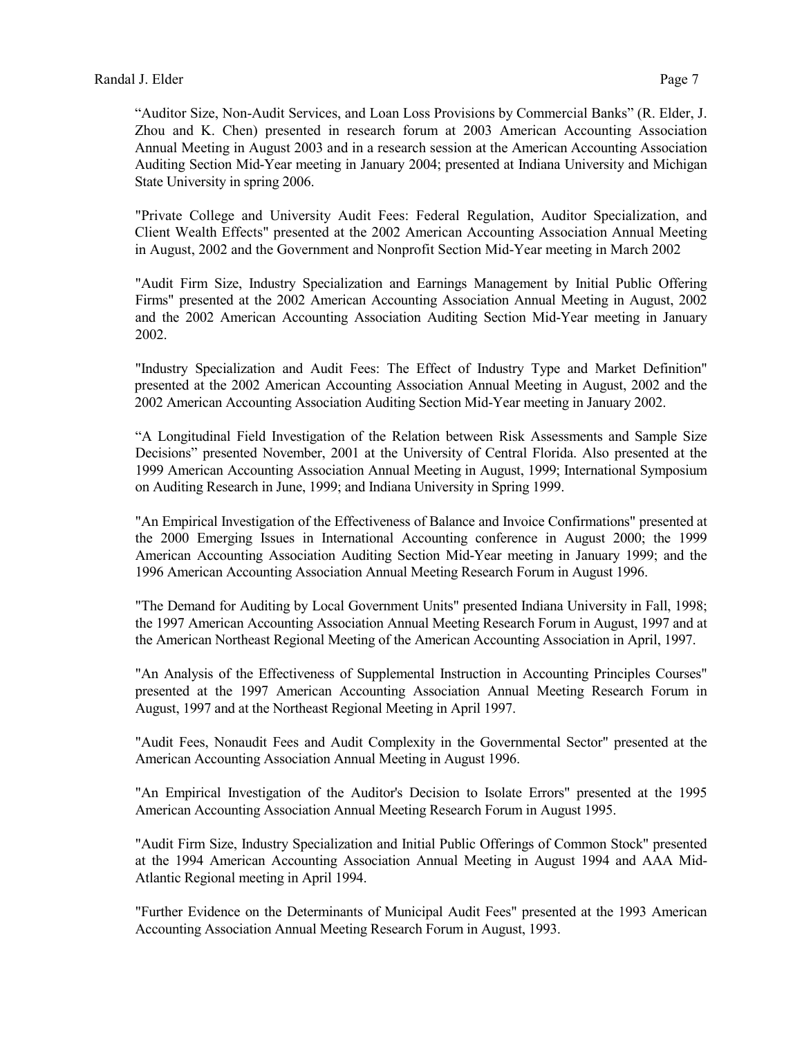"Auditor Size, Non-Audit Services, and Loan Loss Provisions by Commercial Banks" (R. Elder, J. Zhou and K. Chen) presented in research forum at 2003 American Accounting Association Annual Meeting in August 2003 and in a research session at the American Accounting Association Auditing Section Mid-Year meeting in January 2004; presented at Indiana University and Michigan State University in spring 2006.

"Private College and University Audit Fees: Federal Regulation, Auditor Specialization, and Client Wealth Effects" presented at the 2002 American Accounting Association Annual Meeting in August, 2002 and the Government and Nonprofit Section Mid-Year meeting in March 2002

"Audit Firm Size, Industry Specialization and Earnings Management by Initial Public Offering Firms" presented at the 2002 American Accounting Association Annual Meeting in August, 2002 and the 2002 American Accounting Association Auditing Section Mid-Year meeting in January 2002.

"Industry Specialization and Audit Fees: The Effect of Industry Type and Market Definition" presented at the 2002 American Accounting Association Annual Meeting in August, 2002 and the 2002 American Accounting Association Auditing Section Mid-Year meeting in January 2002.

"A Longitudinal Field Investigation of the Relation between Risk Assessments and Sample Size Decisions" presented November, 2001 at the University of Central Florida. Also presented at the 1999 American Accounting Association Annual Meeting in August, 1999; International Symposium on Auditing Research in June, 1999; and Indiana University in Spring 1999.

"An Empirical Investigation of the Effectiveness of Balance and Invoice Confirmations" presented at the 2000 Emerging Issues in International Accounting conference in August 2000; the 1999 American Accounting Association Auditing Section Mid-Year meeting in January 1999; and the 1996 American Accounting Association Annual Meeting Research Forum in August 1996.

"The Demand for Auditing by Local Government Units" presented Indiana University in Fall, 1998; the 1997 American Accounting Association Annual Meeting Research Forum in August, 1997 and at the American Northeast Regional Meeting of the American Accounting Association in April, 1997.

"An Analysis of the Effectiveness of Supplemental Instruction in Accounting Principles Courses" presented at the 1997 American Accounting Association Annual Meeting Research Forum in August, 1997 and at the Northeast Regional Meeting in April 1997.

"Audit Fees, Nonaudit Fees and Audit Complexity in the Governmental Sector" presented at the American Accounting Association Annual Meeting in August 1996.

"An Empirical Investigation of the Auditor's Decision to Isolate Errors" presented at the 1995 American Accounting Association Annual Meeting Research Forum in August 1995.

"Audit Firm Size, Industry Specialization and Initial Public Offerings of Common Stock" presented at the 1994 American Accounting Association Annual Meeting in August 1994 and AAA Mid-Atlantic Regional meeting in April 1994.

"Further Evidence on the Determinants of Municipal Audit Fees" presented at the 1993 American Accounting Association Annual Meeting Research Forum in August, 1993.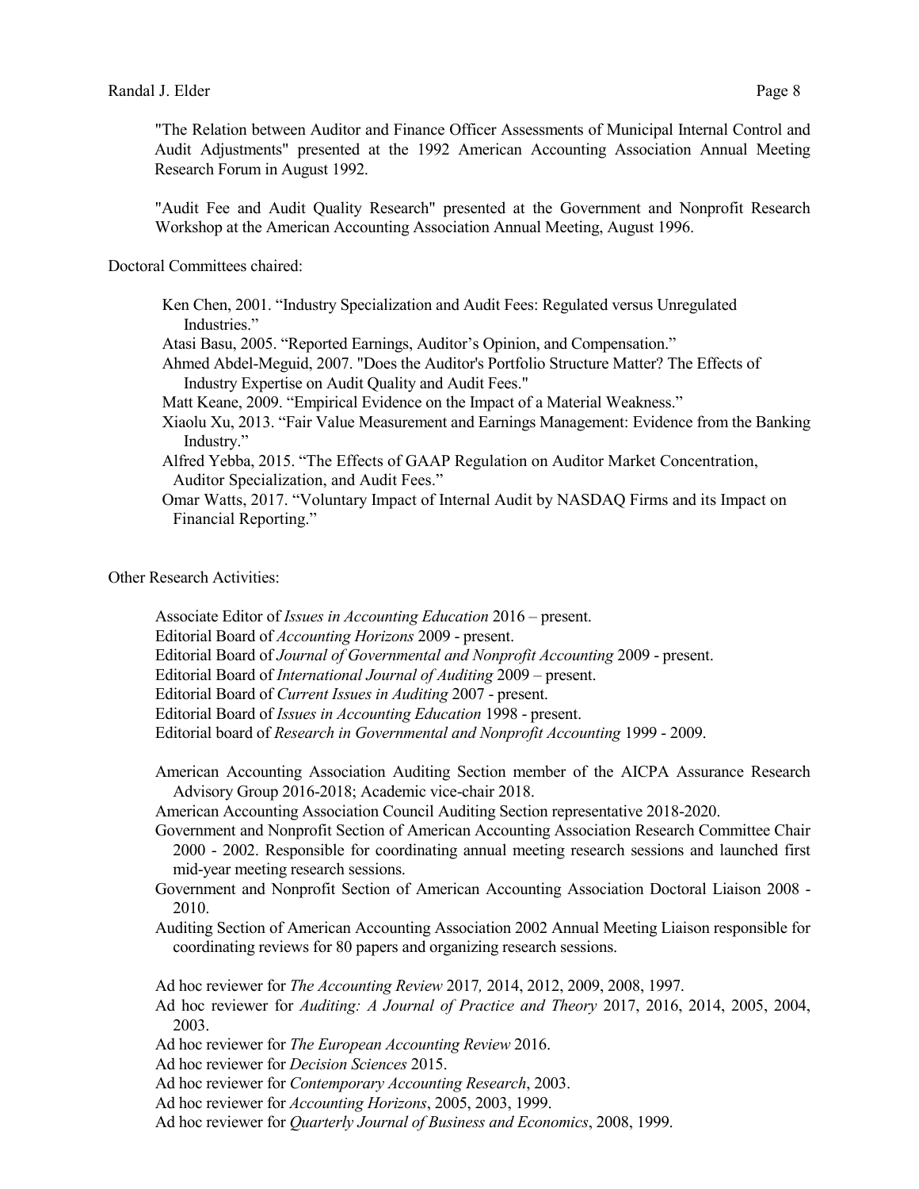"The Relation between Auditor and Finance Officer Assessments of Municipal Internal Control and Audit Adjustments" presented at the 1992 American Accounting Association Annual Meeting Research Forum in August 1992.

"Audit Fee and Audit Quality Research" presented at the Government and Nonprofit Research Workshop at the American Accounting Association Annual Meeting, August 1996.

Doctoral Committees chaired:

Ken Chen, 2001. "Industry Specialization and Audit Fees: Regulated versus Unregulated Industries."
Atasi Basu, 2005. "Reported Earnings, Auditor's Opinion, and Compensation."
Ahmed Abdel-Meguid, 2007. "Does the Auditor's Portfolio Structure Matter? The Effects of Industry Expertise on Audit Quality and Audit Fees."
Matt Keane, 2009. "Empirical Evidence on the Impact of a Material Weakness."
Xiaolu Xu, 2013. "Fair Value Measurement and Earnings Management: Evidence from the Banking Industry."
Alfred Yebba, 2015. "The Effects of GAAP Regulation on Auditor Market Concentration, Auditor Specialization, and Audit Fees."
Omar Watts, 2017. "Voluntary Impact of Internal Audit by NASDAQ Firms and its Impact on Financial Reporting."

Other Research Activities:

Associate Editor of *Issues in Accounting Education* 2016 – present.
Editorial Board of *Accounting Horizons* 2009 - present.
Editorial Board of *Journal of Governmental and Nonprofit Accounting* 2009 - present.
Editorial Board of *International Journal of Auditing* 2009 – present.
Editorial Board of *Current Issues in Auditing* 2007 - present.
Editorial Board of *Issues in Accounting Education* 1998 - present.
Editorial board of *Research in Governmental and Nonprofit Accounting* 1999 - 2009.

American Accounting Association Auditing Section member of the AICPA Assurance Research Advisory Group 2016-2018; Academic vice-chair 2018.
American Accounting Association Council Auditing Section representative 2018-2020.
Government and Nonprofit Section of American Accounting Association Research Committee Chair 2000 - 2002. Responsible for coordinating annual meeting research sessions and launched first mid-year meeting research sessions.
Government and Nonprofit Section of American Accounting Association Doctoral Liaison 2008 - 2010.
Auditing Section of American Accounting Association 2002 Annual Meeting Liaison responsible for coordinating reviews for 80 papers and organizing research sessions.

Ad hoc reviewer for *The Accounting Review* 2017*,* 2014, 2012, 2009, 2008, 1997.
Ad hoc reviewer for *Auditing: A Journal of Practice and Theory* 2017, 2016, 2014, 2005, 2004, 2003.
Ad hoc reviewer for *The European Accounting Review* 2016.
Ad hoc reviewer for *Decision Sciences* 2015.
Ad hoc reviewer for *Contemporary Accounting Research*, 2003.
Ad hoc reviewer for *Accounting Horizons*, 2005, 2003, 1999.
Ad hoc reviewer for *Quarterly Journal of Business and Economics*, 2008, 1999.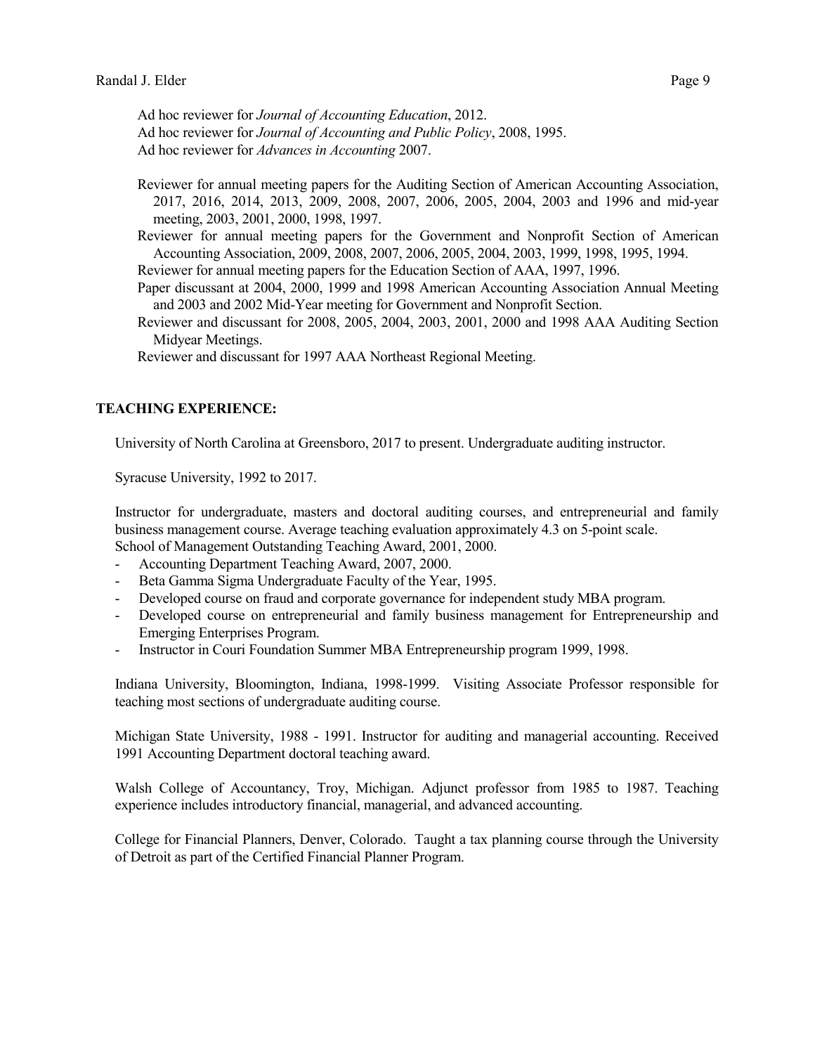Ad hoc reviewer for *Journal of Accounting Education*, 2012.
Ad hoc reviewer for *Journal of Accounting and Public Policy*, 2008, 1995.
Ad hoc reviewer for *Advances in Accounting* 2007.

Reviewer for annual meeting papers for the Auditing Section of American Accounting Association, 2017, 2016, 2014, 2013, 2009, 2008, 2007, 2006, 2005, 2004, 2003 and 1996 and mid-year meeting, 2003, 2001, 2000, 1998, 1997.
Reviewer for annual meeting papers for the Government and Nonprofit Section of American Accounting Association, 2009, 2008, 2007, 2006, 2005, 2004, 2003, 1999, 1998, 1995, 1994.
Reviewer for annual meeting papers for the Education Section of AAA, 1997, 1996.
Paper discussant at 2004, 2000, 1999 and 1998 American Accounting Association Annual Meeting and 2003 and 2002 Mid-Year meeting for Government and Nonprofit Section.
Reviewer and discussant for 2008, 2005, 2004, 2003, 2001, 2000 and 1998 AAA Auditing Section Midyear Meetings.
Reviewer and discussant for 1997 AAA Northeast Regional Meeting.

**TEACHING EXPERIENCE:**

University of North Carolina at Greensboro, 2017 to present. Undergraduate auditing instructor.

Syracuse University, 1992 to 2017.

Instructor for undergraduate, masters and doctoral auditing courses, and entrepreneurial and family business management course. Average teaching evaluation approximately 4.3 on 5-point scale.
School of Management Outstanding Teaching Award, 2001, 2000.

- Accounting Department Teaching Award, 2007, 2000.
- Beta Gamma Sigma Undergraduate Faculty of the Year, 1995.
- Developed course on fraud and corporate governance for independent study MBA program.
- Developed course on entrepreneurial and family business management for Entrepreneurship and Emerging Enterprises Program.
- Instructor in Couri Foundation Summer MBA Entrepreneurship program 1999, 1998.

Indiana University, Bloomington, Indiana, 1998-1999. Visiting Associate Professor responsible for teaching most sections of undergraduate auditing course.

Michigan State University, 1988 - 1991. Instructor for auditing and managerial accounting. Received 1991 Accounting Department doctoral teaching award.

Walsh College of Accountancy, Troy, Michigan. Adjunct professor from 1985 to 1987. Teaching experience includes introductory financial, managerial, and advanced accounting.

College for Financial Planners, Denver, Colorado. Taught a tax planning course through the University of Detroit as part of the Certified Financial Planner Program.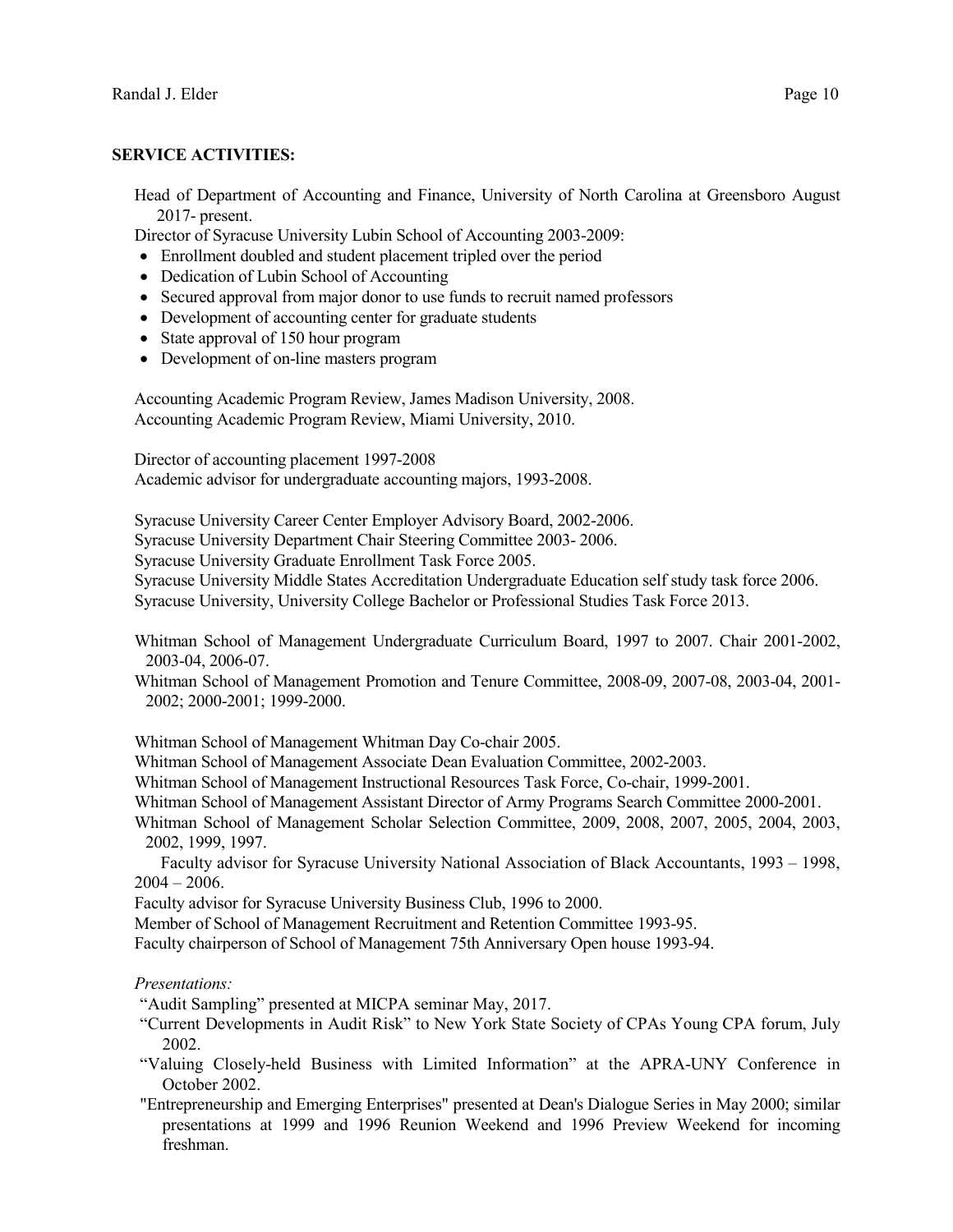**SERVICE ACTIVITIES:**

Head of Department of Accounting and Finance, University of North Carolina at Greensboro August 2017- present.

Director of Syracuse University Lubin School of Accounting 2003-2009:

- Enrollment doubled and student placement tripled over the period
- Dedication of Lubin School of Accounting
- Secured approval from major donor to use funds to recruit named professors
- Development of accounting center for graduate students
- State approval of 150 hour program
- Development of on-line masters program

Accounting Academic Program Review, James Madison University, 2008.
Accounting Academic Program Review, Miami University, 2010.

Director of accounting placement 1997-2008
Academic advisor for undergraduate accounting majors, 1993-2008.

Syracuse University Career Center Employer Advisory Board, 2002-2006.
Syracuse University Department Chair Steering Committee 2003- 2006.
Syracuse University Graduate Enrollment Task Force 2005.
Syracuse University Middle States Accreditation Undergraduate Education self study task force 2006.
Syracuse University, University College Bachelor or Professional Studies Task Force 2013.

Whitman School of Management Undergraduate Curriculum Board, 1997 to 2007. Chair 2001-2002, 2003-04, 2006-07.
Whitman School of Management Promotion and Tenure Committee, 2008-09, 2007-08, 2003-04, 2001-2002; 2000-2001; 1999-2000.

Whitman School of Management Whitman Day Co-chair 2005.
Whitman School of Management Associate Dean Evaluation Committee, 2002-2003.
Whitman School of Management Instructional Resources Task Force, Co-chair, 1999-2001.
Whitman School of Management Assistant Director of Army Programs Search Committee 2000-2001.
Whitman School of Management Scholar Selection Committee, 2009, 2008, 2007, 2005, 2004, 2003, 2002, 1999, 1997.
Faculty advisor for Syracuse University National Association of Black Accountants, 1993 – 1998, 2004 – 2006.
Faculty advisor for Syracuse University Business Club, 1996 to 2000.
Member of School of Management Recruitment and Retention Committee 1993-95.
Faculty chairperson of School of Management 75th Anniversary Open house 1993-94.

*Presentations:*

"Audit Sampling" presented at MICPA seminar May, 2017.

"Current Developments in Audit Risk" to New York State Society of CPAs Young CPA forum, July 2002.

"Valuing Closely-held Business with Limited Information" at the APRA-UNY Conference in October 2002.

"Entrepreneurship and Emerging Enterprises" presented at Dean's Dialogue Series in May 2000; similar presentations at 1999 and 1996 Reunion Weekend and 1996 Preview Weekend for incoming freshman.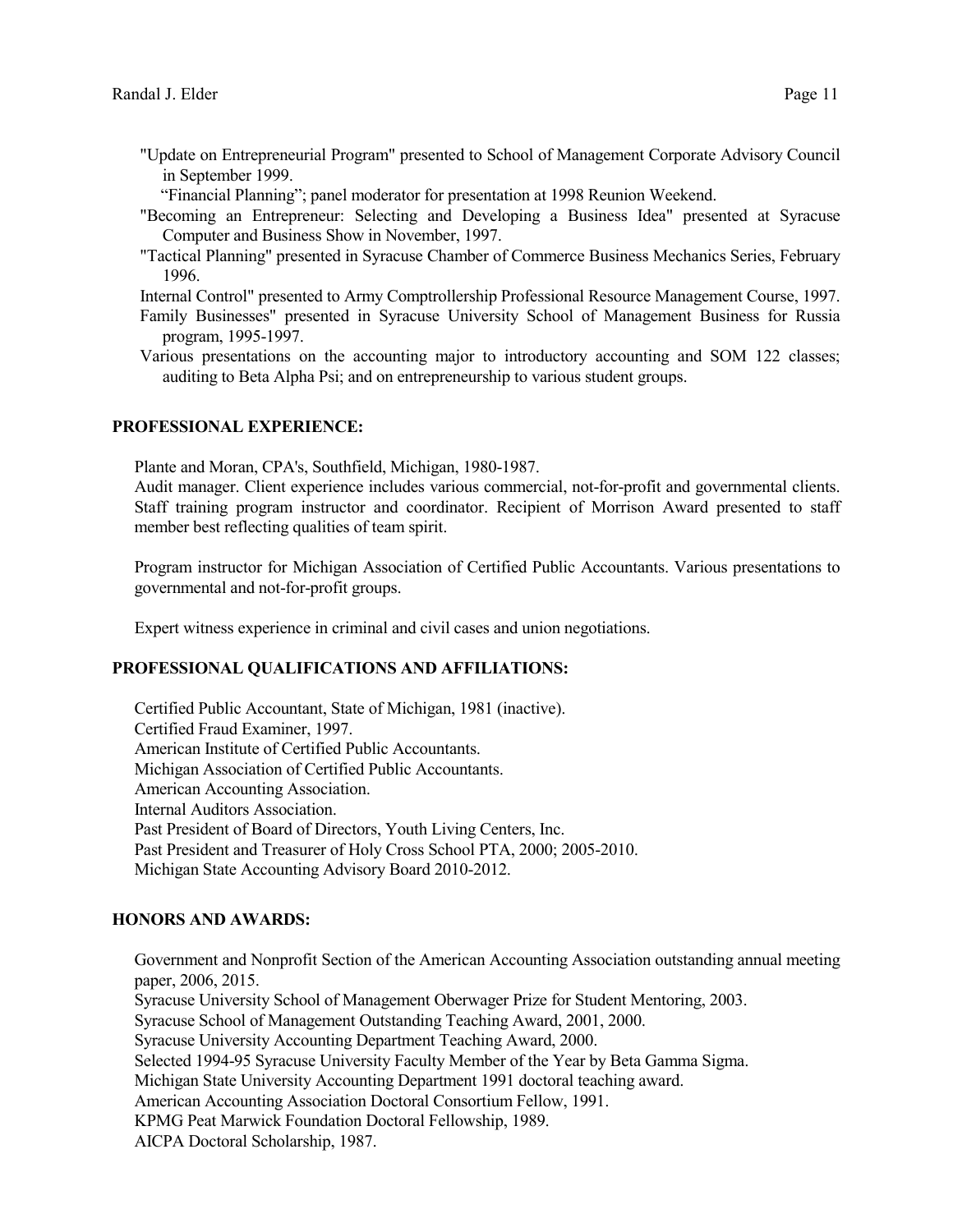"Update on Entrepreneurial Program" presented to School of Management Corporate Advisory Council in September 1999.

"Financial Planning"; panel moderator for presentation at 1998 Reunion Weekend.

"Becoming an Entrepreneur: Selecting and Developing a Business Idea" presented at Syracuse Computer and Business Show in November, 1997.

"Tactical Planning" presented in Syracuse Chamber of Commerce Business Mechanics Series, February 1996.

Internal Control" presented to Army Comptrollership Professional Resource Management Course, 1997.

Family Businesses" presented in Syracuse University School of Management Business for Russia program, 1995-1997.

Various presentations on the accounting major to introductory accounting and SOM 122 classes; auditing to Beta Alpha Psi; and on entrepreneurship to various student groups.

**PROFESSIONAL EXPERIENCE:**

Plante and Moran, CPA's, Southfield, Michigan, 1980-1987.
Audit manager. Client experience includes various commercial, not-for-profit and governmental clients. Staff training program instructor and coordinator. Recipient of Morrison Award presented to staff member best reflecting qualities of team spirit.

Program instructor for Michigan Association of Certified Public Accountants. Various presentations to governmental and not-for-profit groups.

Expert witness experience in criminal and civil cases and union negotiations.

**PROFESSIONAL QUALIFICATIONS AND AFFILIATIONS:**

Certified Public Accountant, State of Michigan, 1981 (inactive).
Certified Fraud Examiner, 1997.
American Institute of Certified Public Accountants.
Michigan Association of Certified Public Accountants.
American Accounting Association.
Internal Auditors Association.
Past President of Board of Directors, Youth Living Centers, Inc.
Past President and Treasurer of Holy Cross School PTA, 2000; 2005-2010.
Michigan State Accounting Advisory Board 2010-2012.

**HONORS AND AWARDS:**

Government and Nonprofit Section of the American Accounting Association outstanding annual meeting paper, 2006, 2015.
Syracuse University School of Management Oberwager Prize for Student Mentoring, 2003.
Syracuse School of Management Outstanding Teaching Award, 2001, 2000.
Syracuse University Accounting Department Teaching Award, 2000.
Selected 1994-95 Syracuse University Faculty Member of the Year by Beta Gamma Sigma.
Michigan State University Accounting Department 1991 doctoral teaching award.
American Accounting Association Doctoral Consortium Fellow, 1991.
KPMG Peat Marwick Foundation Doctoral Fellowship, 1989.
AICPA Doctoral Scholarship, 1987.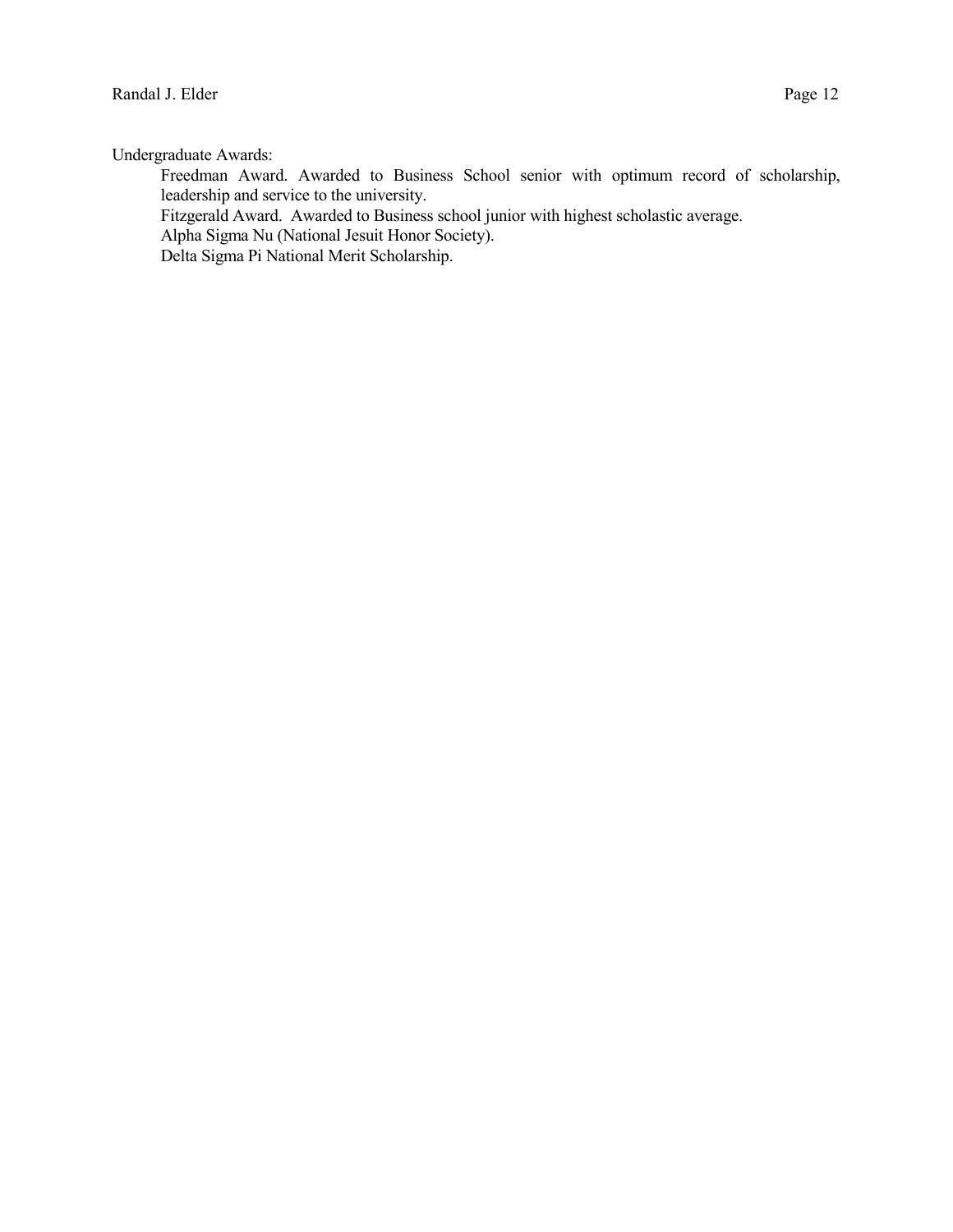Undergraduate Awards:

Freedman Award. Awarded to Business School senior with optimum record of scholarship, leadership and service to the university.

Fitzgerald Award. Awarded to Business school junior with highest scholastic average.

Alpha Sigma Nu (National Jesuit Honor Society).

Delta Sigma Pi National Merit Scholarship.